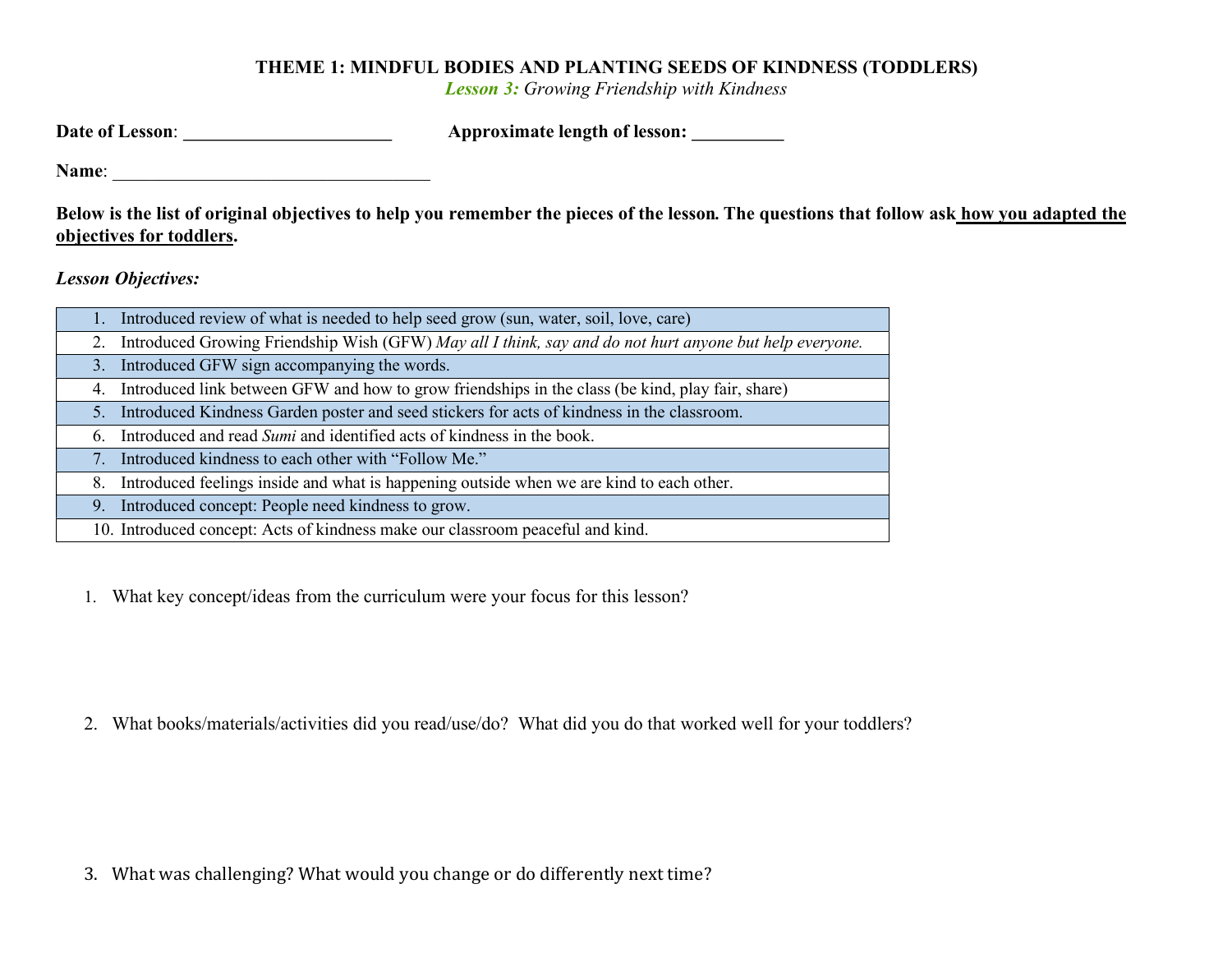# THEME 1: MINDFUL BODIES AND PLANTING SEEDS OF KINDNESS (TODDLERS)

*Lesson 3: Growing Friendship with Kindness*

**Date of Lesson**: ______________________ **Approximate length of lesson:** __________

**Name**: ___________________________________

**Below is the list of original objectives to help you remember the pieces of the lesson. The questions that follow ask how you adapted the objectives for toddlers.**

***Lesson Objectives:***

| |
|---|
| 1. Introduced review of what is needed to help seed grow (sun, water, soil, love, care) |
| 2. Introduced Growing Friendship Wish (GFW) *May all I think, say and do not hurt anyone but help everyone.* |
| 3. Introduced GFW sign accompanying the words. |
| 4. Introduced link between GFW and how to grow friendships in the class (be kind, play fair, share) |
| 5. Introduced Kindness Garden poster and seed stickers for acts of kindness in the classroom. |
| 6. Introduced and read *Sumi* and identified acts of kindness in the book. |
| 7. Introduced kindness to each other with "Follow Me." |
| 8. Introduced feelings inside and what is happening outside when we are kind to each other. |
| 9. Introduced concept: People need kindness to grow. |
| 10. Introduced concept: Acts of kindness make our classroom peaceful and kind. |

1. What key concept/ideas from the curriculum were your focus for this lesson?

2. What books/materials/activities did you read/use/do? What did you do that worked well for your toddlers?

3. What was challenging? What would you change or do differently next time?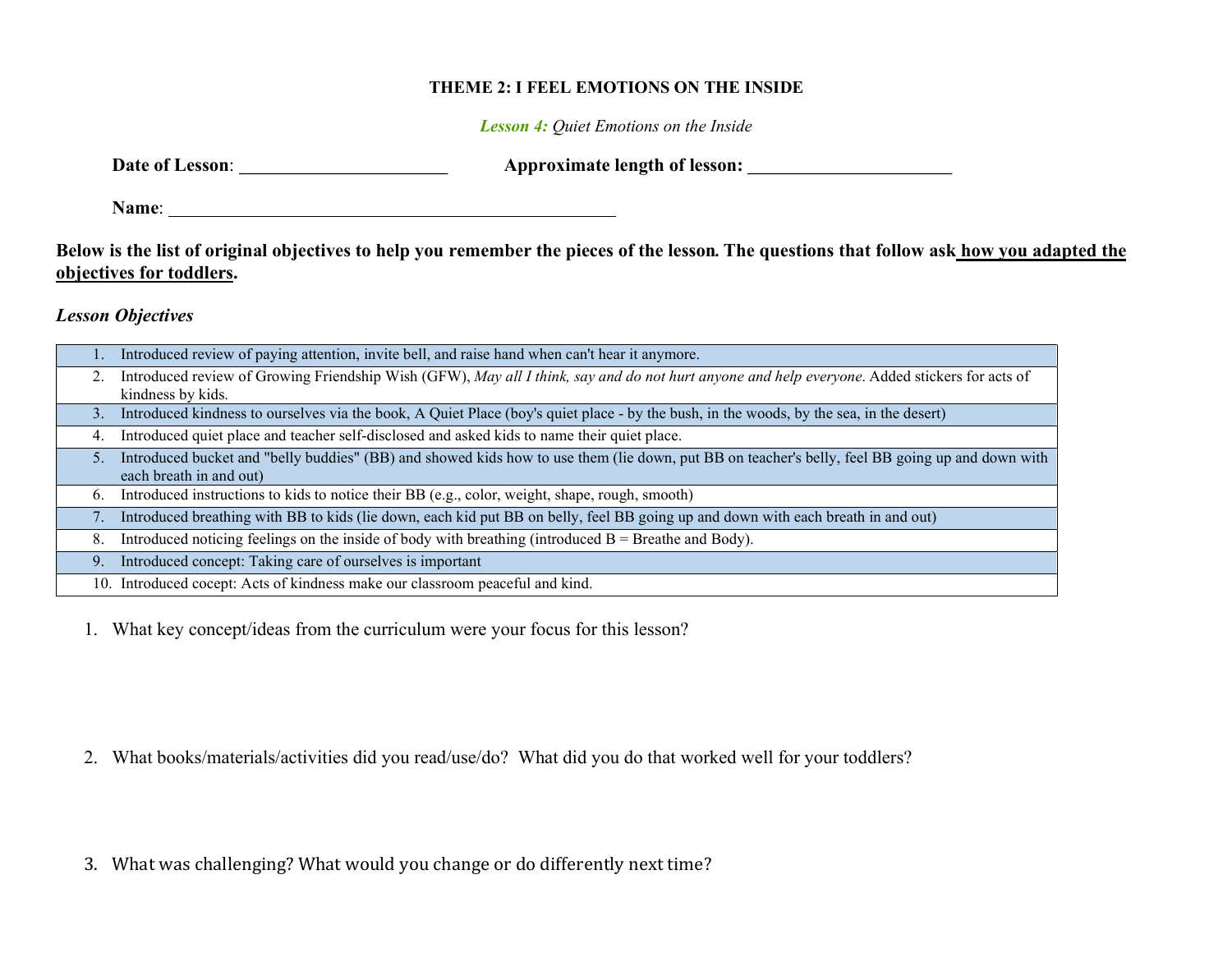**THEME 2: I FEEL EMOTIONS ON THE INSIDE**

*Lesson 4: Quiet Emotions on the Inside*

**Date of Lesson**: _______________________ **Approximate length of lesson:** _______________________

**Name**: ___________________________________________________

**Below is the list of original objectives to help you remember the pieces of the lesson. The questions that follow ask how you adapted the objectives for toddlers.**

***Lesson Objectives***

| | |
|---|---|
| 1. | Introduced review of paying attention, invite bell, and raise hand when can't hear it anymore. |
| 2. | Introduced review of Growing Friendship Wish (GFW), *May all I think, say and do not hurt anyone and help everyone*. Added stickers for acts of kindness by kids. |
| 3. | Introduced kindness to ourselves via the book, A Quiet Place (boy's quiet place - by the bush, in the woods, by the sea, in the desert) |
| 4. | Introduced quiet place and teacher self-disclosed and asked kids to name their quiet place. |
| 5. | Introduced bucket and "belly buddies" (BB) and showed kids how to use them (lie down, put BB on teacher's belly, feel BB going up and down with each breath in and out) |
| 6. | Introduced instructions to kids to notice their BB (e.g., color, weight, shape, rough, smooth) |
| 7. | Introduced breathing with BB to kids (lie down, each kid put BB on belly, feel BB going up and down with each breath in and out) |
| 8. | Introduced noticing feelings on the inside of body with breathing (introduced B = Breathe and Body). |
| 9. | Introduced concept: Taking care of ourselves is important |
| 10. | Introduced cocept: Acts of kindness make our classroom peaceful and kind. |

1. What key concept/ideas from the curriculum were your focus for this lesson?

2. What books/materials/activities did you read/use/do? What did you do that worked well for your toddlers?

3. What was challenging? What would you change or do differently next time?